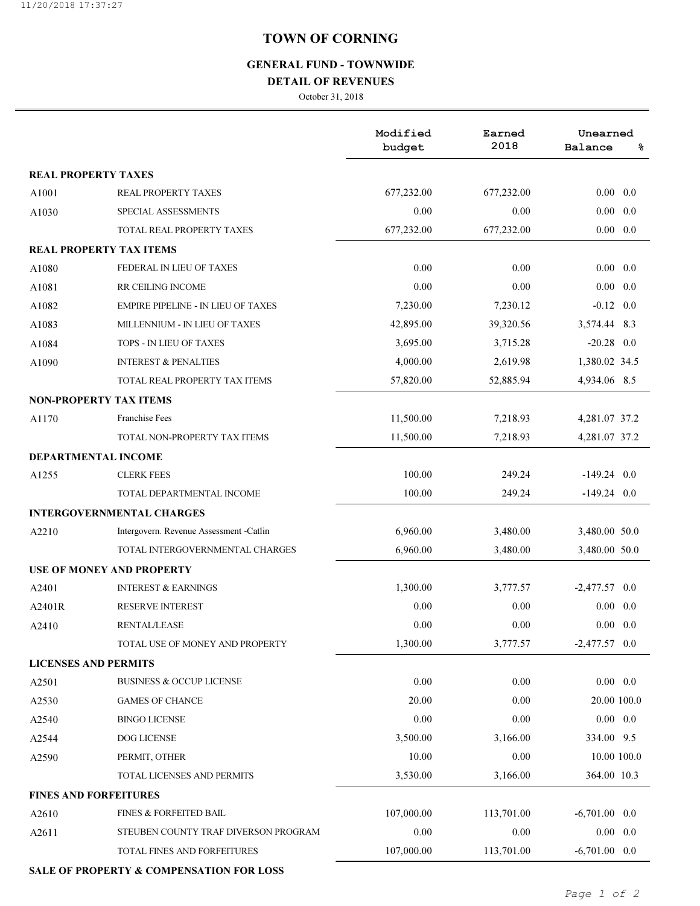# TOWN OF CORNING

## GENERAL FUND - TOWNWIDE

## DETAIL OF REVENUES

October 31, 2018

| | | Modified budget | Earned 2018 | Unearned Balance | % |
|---|---|---|---|---|---|
| **REAL PROPERTY TAXES** | | | | | |
| A1001 | REAL PROPERTY TAXES | 677,232.00 | 677,232.00 | 0.00 | 0.0 |
| A1030 | SPECIAL ASSESSMENTS | 0.00 | 0.00 | 0.00 | 0.0 |
| | TOTAL REAL PROPERTY TAXES | 677,232.00 | 677,232.00 | 0.00 | 0.0 |
| **REAL PROPERTY TAX ITEMS** | | | | | |
| A1080 | FEDERAL IN LIEU OF TAXES | 0.00 | 0.00 | 0.00 | 0.0 |
| A1081 | RR CEILING INCOME | 0.00 | 0.00 | 0.00 | 0.0 |
| A1082 | EMPIRE PIPELINE - IN LIEU OF TAXES | 7,230.00 | 7,230.12 | -0.12 | 0.0 |
| A1083 | MILLENNIUM - IN LIEU OF TAXES | 42,895.00 | 39,320.56 | 3,574.44 | 8.3 |
| A1084 | TOPS - IN LIEU OF TAXES | 3,695.00 | 3,715.28 | -20.28 | 0.0 |
| A1090 | INTEREST & PENALTIES | 4,000.00 | 2,619.98 | 1,380.02 | 34.5 |
| | TOTAL REAL PROPERTY TAX ITEMS | 57,820.00 | 52,885.94 | 4,934.06 | 8.5 |
| **NON-PROPERTY TAX ITEMS** | | | | | |
| A1170 | Franchise Fees | 11,500.00 | 7,218.93 | 4,281.07 | 37.2 |
| | TOTAL NON-PROPERTY TAX ITEMS | 11,500.00 | 7,218.93 | 4,281.07 | 37.2 |
| **DEPARTMENTAL INCOME** | | | | | |
| A1255 | CLERK FEES | 100.00 | 249.24 | -149.24 | 0.0 |
| | TOTAL DEPARTMENTAL INCOME | 100.00 | 249.24 | -149.24 | 0.0 |
| **INTERGOVERNMENTAL CHARGES** | | | | | |
| A2210 | Intergovern. Revenue Assessment -Catlin | 6,960.00 | 3,480.00 | 3,480.00 | 50.0 |
| | TOTAL INTERGOVERNMENTAL CHARGES | 6,960.00 | 3,480.00 | 3,480.00 | 50.0 |
| **USE OF MONEY AND PROPERTY** | | | | | |
| A2401 | INTEREST & EARNINGS | 1,300.00 | 3,777.57 | -2,477.57 | 0.0 |
| A2401R | RESERVE INTEREST | 0.00 | 0.00 | 0.00 | 0.0 |
| A2410 | RENTAL/LEASE | 0.00 | 0.00 | 0.00 | 0.0 |
| | TOTAL USE OF MONEY AND PROPERTY | 1,300.00 | 3,777.57 | -2,477.57 | 0.0 |
| **LICENSES AND PERMITS** | | | | | |
| A2501 | BUSINESS & OCCUP LICENSE | 0.00 | 0.00 | 0.00 | 0.0 |
| A2530 | GAMES OF CHANCE | 20.00 | 0.00 | 20.00 | 100.0 |
| A2540 | BINGO LICENSE | 0.00 | 0.00 | 0.00 | 0.0 |
| A2544 | DOG LICENSE | 3,500.00 | 3,166.00 | 334.00 | 9.5 |
| A2590 | PERMIT, OTHER | 10.00 | 0.00 | 10.00 | 100.0 |
| | TOTAL LICENSES AND PERMITS | 3,530.00 | 3,166.00 | 364.00 | 10.3 |
| **FINES AND FORFEITURES** | | | | | |
| A2610 | FINES & FORFEITED BAIL | 107,000.00 | 113,701.00 | -6,701.00 | 0.0 |
| A2611 | STEUBEN COUNTY TRAF DIVERSON PROGRAM | 0.00 | 0.00 | 0.00 | 0.0 |
| | TOTAL FINES AND FORFEITURES | 107,000.00 | 113,701.00 | -6,701.00 | 0.0 |
| **SALE OF PROPERTY & COMPENSATION FOR LOSS** | | | | | |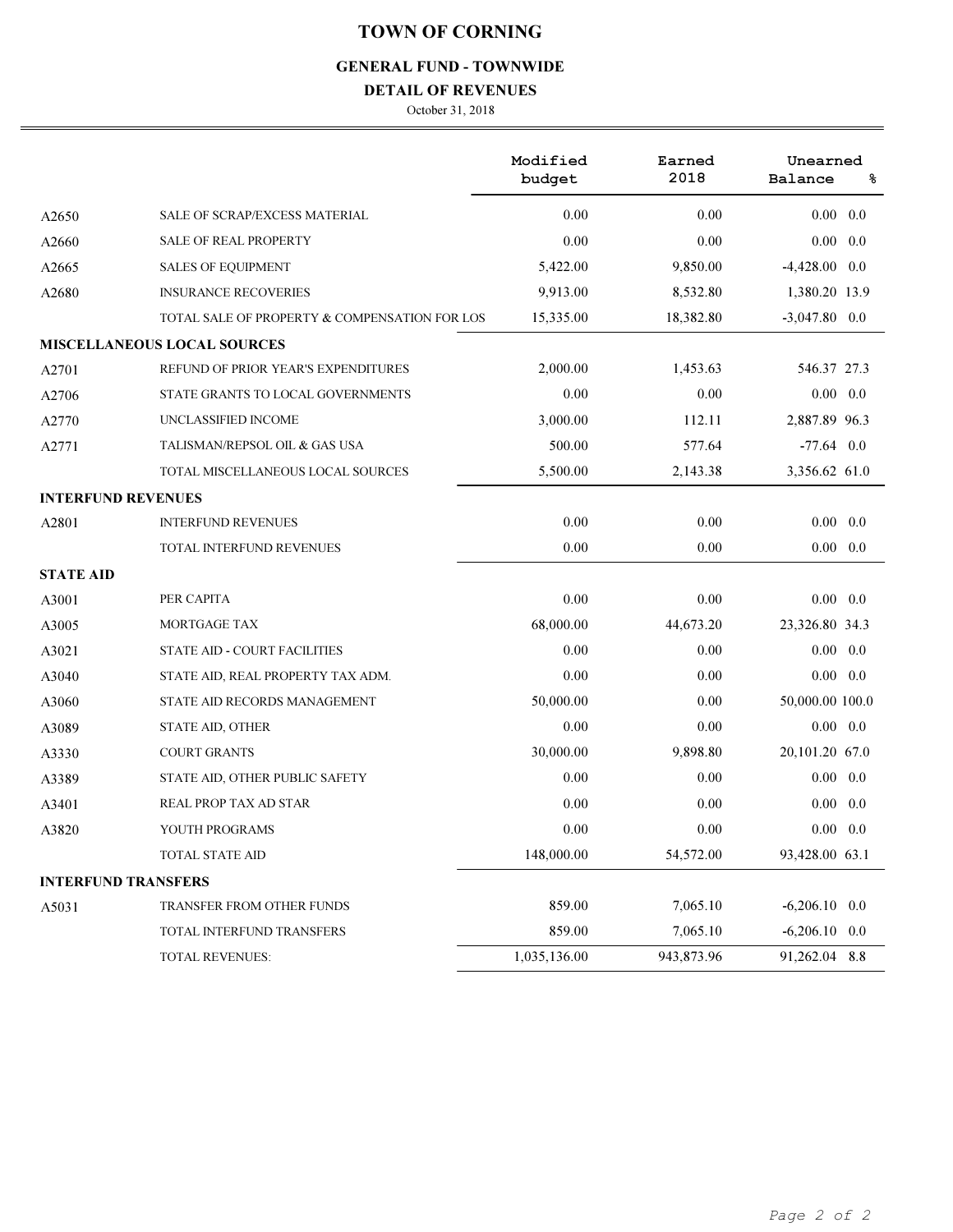# TOWN OF CORNING

## GENERAL FUND - TOWNWIDE

## DETAIL OF REVENUES

October 31, 2018

| | | Modified budget | Earned 2018 | Unearned Balance | % |
|---|---|---|---|---|---|
| A2650 | SALE OF SCRAP/EXCESS MATERIAL | 0.00 | 0.00 | 0.00 | 0.0 |
| A2660 | SALE OF REAL PROPERTY | 0.00 | 0.00 | 0.00 | 0.0 |
| A2665 | SALES OF EQUIPMENT | 5,422.00 | 9,850.00 | -4,428.00 | 0.0 |
| A2680 | INSURANCE RECOVERIES | 9,913.00 | 8,532.80 | 1,380.20 | 13.9 |
| | TOTAL SALE OF PROPERTY & COMPENSATION FOR LOS | 15,335.00 | 18,382.80 | -3,047.80 | 0.0 |
| **MISCELLANEOUS LOCAL SOURCES** | | | | | |
| A2701 | REFUND OF PRIOR YEAR'S EXPENDITURES | 2,000.00 | 1,453.63 | 546.37 | 27.3 |
| A2706 | STATE GRANTS TO LOCAL GOVERNMENTS | 0.00 | 0.00 | 0.00 | 0.0 |
| A2770 | UNCLASSIFIED INCOME | 3,000.00 | 112.11 | 2,887.89 | 96.3 |
| A2771 | TALISMAN/REPSOL OIL & GAS USA | 500.00 | 577.64 | -77.64 | 0.0 |
| | TOTAL MISCELLANEOUS LOCAL SOURCES | 5,500.00 | 2,143.38 | 3,356.62 | 61.0 |
| **INTERFUND REVENUES** | | | | | |
| A2801 | INTERFUND REVENUES | 0.00 | 0.00 | 0.00 | 0.0 |
| | TOTAL INTERFUND REVENUES | 0.00 | 0.00 | 0.00 | 0.0 |
| **STATE AID** | | | | | |
| A3001 | PER CAPITA | 0.00 | 0.00 | 0.00 | 0.0 |
| A3005 | MORTGAGE TAX | 68,000.00 | 44,673.20 | 23,326.80 | 34.3 |
| A3021 | STATE AID - COURT FACILITIES | 0.00 | 0.00 | 0.00 | 0.0 |
| A3040 | STATE AID, REAL PROPERTY TAX ADM. | 0.00 | 0.00 | 0.00 | 0.0 |
| A3060 | STATE AID RECORDS MANAGEMENT | 50,000.00 | 0.00 | 50,000.00 | 100.0 |
| A3089 | STATE AID, OTHER | 0.00 | 0.00 | 0.00 | 0.0 |
| A3330 | COURT GRANTS | 30,000.00 | 9,898.80 | 20,101.20 | 67.0 |
| A3389 | STATE AID, OTHER PUBLIC SAFETY | 0.00 | 0.00 | 0.00 | 0.0 |
| A3401 | REAL PROP TAX AD STAR | 0.00 | 0.00 | 0.00 | 0.0 |
| A3820 | YOUTH PROGRAMS | 0.00 | 0.00 | 0.00 | 0.0 |
| | TOTAL STATE AID | 148,000.00 | 54,572.00 | 93,428.00 | 63.1 |
| **INTERFUND TRANSFERS** | | | | | |
| A5031 | TRANSFER FROM OTHER FUNDS | 859.00 | 7,065.10 | -6,206.10 | 0.0 |
| | TOTAL INTERFUND TRANSFERS | 859.00 | 7,065.10 | -6,206.10 | 0.0 |
| | TOTAL REVENUES: | 1,035,136.00 | 943,873.96 | 91,262.04 | 8.8 |